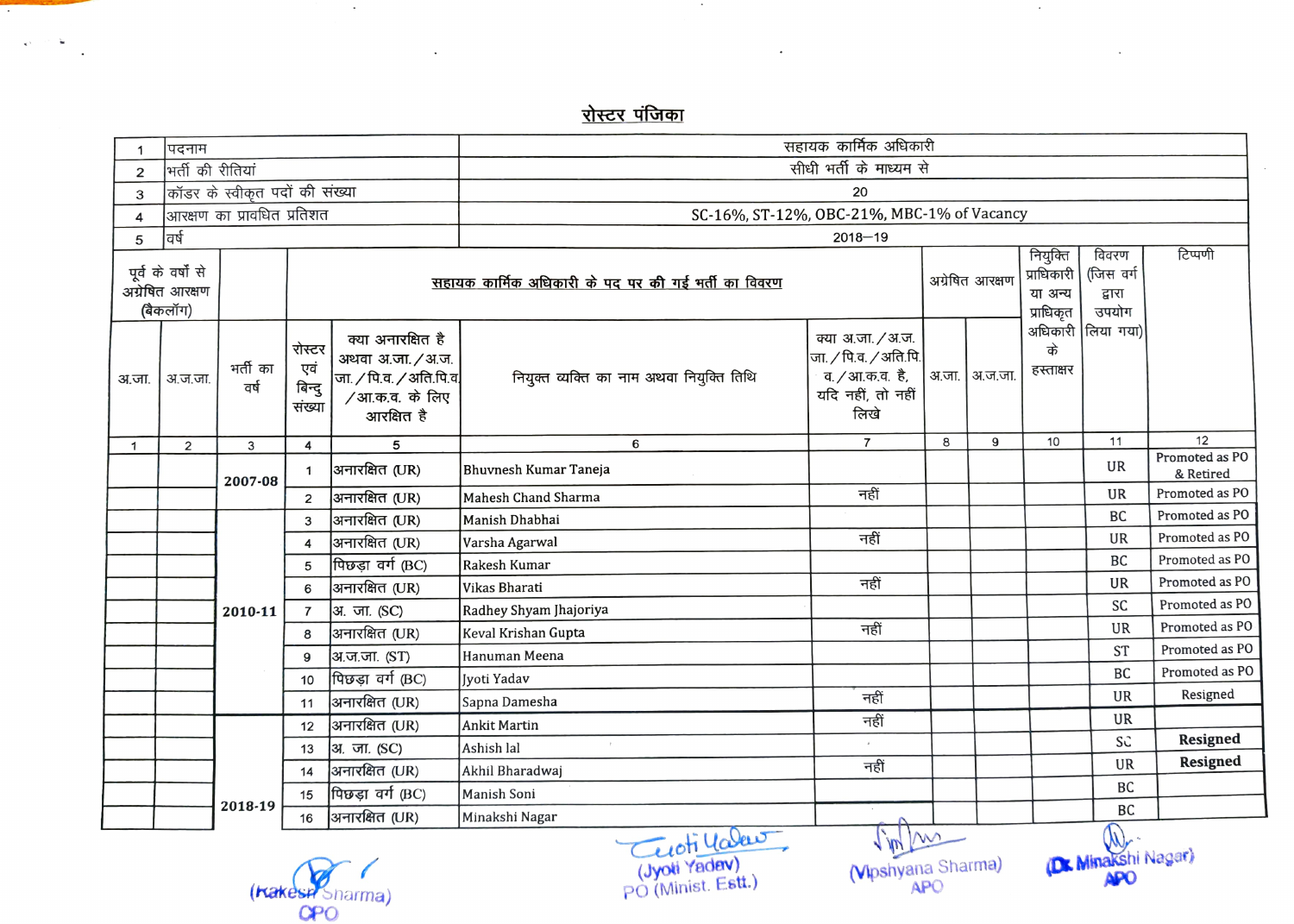## रोस्टर पंजिका

| 1 | पदनाम | सहायक कार्मिक अधिकारी |
|---|---|---|
| 2 | भर्ती की रीतियां | सीधी भर्ती के माध्यम से |
| 3 | कॉडर के स्वीकृत पदों की संख्या | 20 |
| 4 | आरक्षण का प्रावधित प्रतिशत | SC-16%, ST-12%, OBC-21%, MBC-1% of Vacancy |
| 5 | वर्ष | 2018—19 |

| पूर्व के वर्षो से अग्रेषित आरक्षण (बैकलॉग) | | | सहायक कार्मिक अधिकारी के पद पर की गई भर्ती का विवरण | | | | अग्रेषित आरक्षण | | नियुक्ति प्राधिकारी या अन्य प्राधिकृत अधिकारी के हस्ताक्षर | विवरण (जिस वर्ग द्वारा उपयोग लिया गया) | टिप्पणी |
|---|---|---|---|---|---|---|---|---|---|---|---|
| अ.जा. | अ.ज.जा. | भर्ती का वर्ष | रोस्टर एवं बिन्दु संख्या | क्या अनारक्षित है अथवा अ.जा./अ.ज.जा./पि.व./अति.पि.व./आ.क.व. के लिए आरक्षित है | नियुक्त व्यक्ति का नाम अथवा नियुक्ति तिथि | क्या अ.जा./अ.ज.जा./पि.व./अति.पि.व./आ.क.व. है, यदि नहीं, तो नहीं लिखे | अ.जा. | अ.ज.जा. | | | |
| 1 | 2 | 3 | 4 | 5 | 6 | 7 | 8 | 9 | 10 | 11 | 12 |
| | | 2007-08 | 1 | अनारक्षित (UR) | Bhuvnesh Kumar Taneja | | | | | UR | Promoted as PO & Retired |
| | | | 2 | अनारक्षित (UR) | Mahesh Chand Sharma | नहीं | | | | UR | Promoted as PO |
| | | 2010-11 | 3 | अनारक्षित (UR) | Manish Dhabhai | | | | | BC | Promoted as PO |
| | | | 4 | अनारक्षित (UR) | Varsha Agarwal | नहीं | | | | UR | Promoted as PO |
| | | | 5 | पिछड़ा वर्ग (BC) | Rakesh Kumar | | | | | BC | Promoted as PO |
| | | | 6 | अनारक्षित (UR) | Vikas Bharati | नहीं | | | | UR | Promoted as PO |
| | | | 7 | अ. जा. (SC) | Radhey Shyam Jhajoriya | | | | | SC | Promoted as PO |
| | | | 8 | अनारक्षित (UR) | Keval Krishan Gupta | नहीं | | | | UR | Promoted as PO |
| | | | 9 | अ.ज.जा. (ST) | Hanuman Meena | | | | | ST | Promoted as PO |
| | | | 10 | पिछड़ा वर्ग (BC) | Jyoti Yadav | | | | | BC | Promoted as PO |
| | | | 11 | अनारक्षित (UR) | Sapna Damesha | नहीं | | | | UR | Resigned |
| | | 2018-19 | 12 | अनारक्षित (UR) | Ankit Martin | नहीं | | | | UR | |
| | | | 13 | अ. जा. (SC) | Ashish lal | | | | | SC | **Resigned** |
| | | | 14 | अनारक्षित (UR) | Akhil Bharadwaj | नहीं | | | | UR | **Resigned** |
| | | | 15 | पिछड़ा वर्ग (BC) | Manish Soni | | | | | BC | |
| | | | 16 | अनारक्षित (UR) | Minakshi Nagar | | | | | BC | |

(Rakesh Sharma)
CPO

(Jyoti Yadav)
PO (Minist. Estt.)

(Vipshyana Sharma)
APO

(Dr. Minakshi Nagar)
APO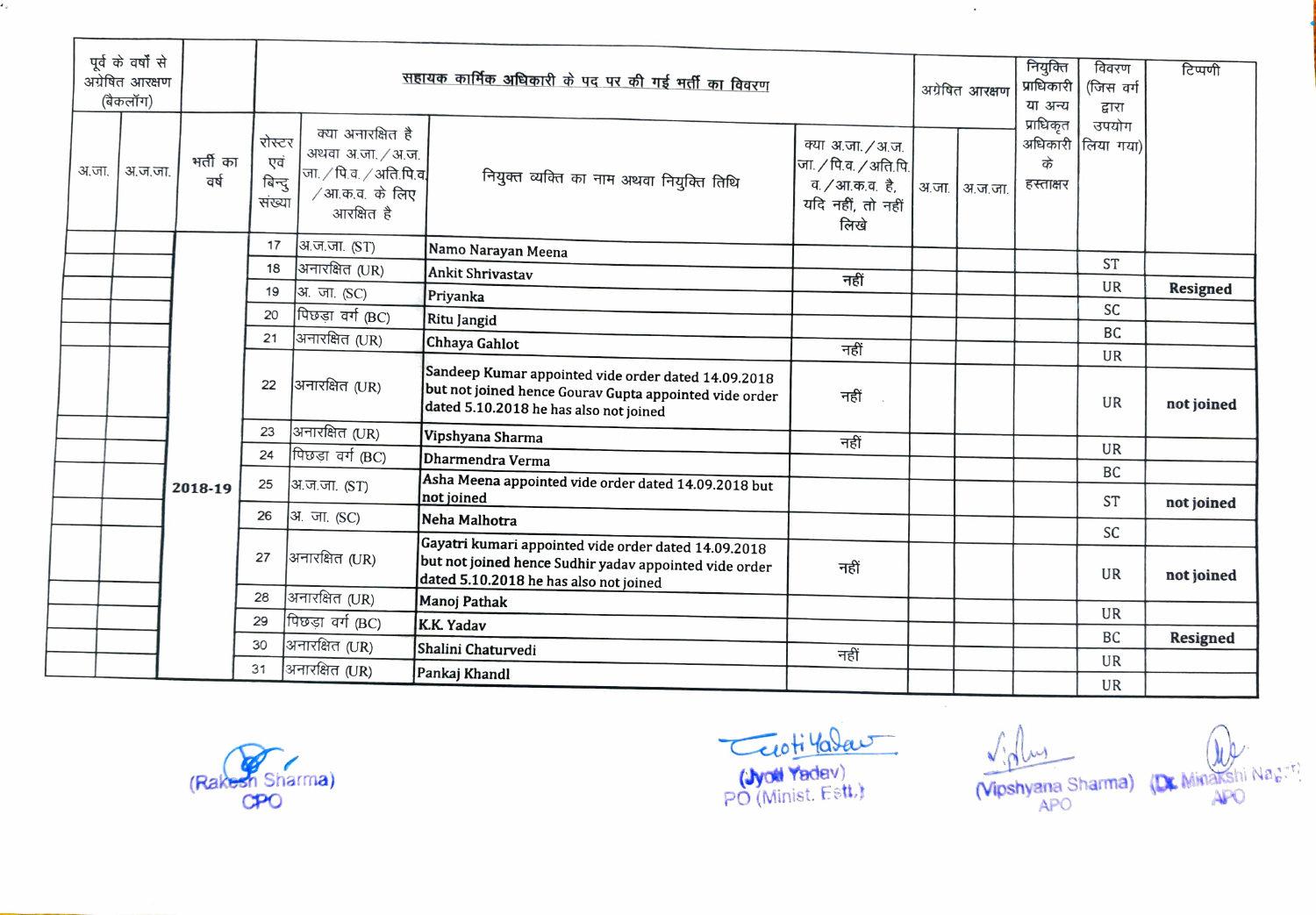| पूर्व के वर्षों से अग्रेषित आरक्षण (बैकलॉग) | | भर्ती का वर्ष | सहायक कार्मिक अधिकारी के पद पर की गई भर्ती का विवरण | | | | अग्रेषित आरक्षण | | नियुक्ति प्राधिकारी या अन्य प्राधिकृत अधिकारी के हस्ताक्षर | विवरण (जिस वर्ग द्वारा उपयोग लिया गया) | टिप्पणी |
|---|---|---|---|---|---|---|---|---|---|---|---|
| अ.जा. | अ.ज.जा. | | रोस्टर एवं बिन्दु संख्या | क्या अनारक्षित है अथवा अ.जा. / अ.ज.जा. / पि.व. / अति.पि.व / आ.क.व. के लिए आरक्षित है | नियुक्त व्यक्ति का नाम अथवा नियुक्ति तिथि | क्या अ.जा. / अ.ज.जा. / पि.व. / अति.पि.व. / आ.क.व. है, यदि नहीं, तो नहीं लिखे | अ.जा. | अ.ज.जा. | | | |
| | | 2018-19 | 17 | अ.ज.जा. (ST) | Namo Narayan Meena | | | | | ST | |
| | | | 18 | अनारक्षित (UR) | Ankit Shrivastav | नहीं | | | | UR | Resigned |
| | | | 19 | अ. जा. (SC) | Priyanka | | | | | SC | |
| | | | 20 | पिछड़ा वर्ग (BC) | Ritu Jangid | | | | | BC | |
| | | | 21 | अनारक्षित (UR) | Chhaya Gahlot | नहीं | | | | UR | |
| | | | 22 | अनारक्षित (UR) | Sandeep Kumar appointed vide order dated 14.09.2018 but not joined hence Gourav Gupta appointed vide order dated 5.10.2018 he has also not joined | नहीं | | | | UR | not joined |
| | | | 23 | अनारक्षित (UR) | Vipshyana Sharma | नहीं | | | | UR | |
| | | | 24 | पिछडा वर्ग (BC) | Dharmendra Verma | | | | | BC | |
| | | | 25 | अ.ज.जा. (ST) | Asha Meena appointed vide order dated 14.09.2018 but not joined | | | | | ST | not joined |
| | | | 26 | अ. जा. (SC) | Neha Malhotra | | | | | SC | |
| | | | 27 | अनारक्षित (UR) | Gayatri kumari appointed vide order dated 14.09.2018 but not joined hence Sudhir yadav appointed vide order dated 5.10.2018 he has also not joined | नहीं | | | | UR | not joined |
| | | | 28 | अनारक्षित (UR) | Manoj Pathak | | | | | UR | |
| | | | 29 | पिछड़ा वर्ग (BC) | K.K. Yadav | | | | | BC | Resigned |
| | | | 30 | अनारक्षित (UR) | Shalini Chaturvedi | नहीं | | | | UR | |
| | | | 31 | अनारक्षित (UR) | Pankaj Khandl | | | | | UR | |

(Rakesh Sharma)
CPO

(Jyoti Yadav)
PO (Minist. Estt.)

(Vipshyana Sharma)
APO

(Dr. Minakshi Nagar)
APO